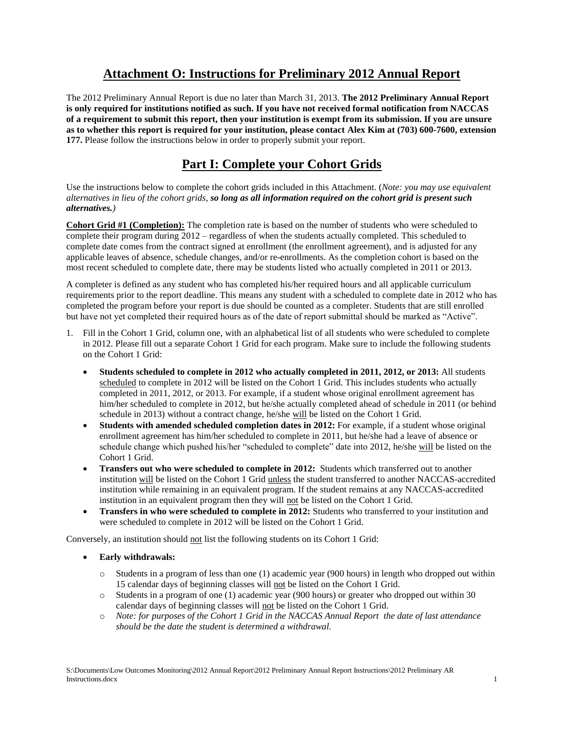# Attachment O: Instructions for Preliminary 2012 Annual Report

The 2012 Preliminary Annual Report is due no later than March 31, 2013. **The 2012 Preliminary Annual Report is only required for institutions notified as such. If you have not received formal notification from NACCAS of a requirement to submit this report, then your institution is exempt from its submission. If you are unsure as to whether this report is required for your institution, please contact Alex Kim at (703) 600-7600, extension 177.** Please follow the instructions below in order to properly submit your report.

## Part I: Complete your Cohort Grids

Use the instructions below to complete the cohort grids included in this Attachment. (*Note: you may use equivalent alternatives in lieu of the cohort grids, **so long as all information required on the cohort grid is present such alternatives.***)

**Cohort Grid #1 (Completion):** The completion rate is based on the number of students who were scheduled to complete their program during 2012 – regardless of when the students actually completed. This scheduled to complete date comes from the contract signed at enrollment (the enrollment agreement), and is adjusted for any applicable leaves of absence, schedule changes, and/or re-enrollments. As the completion cohort is based on the most recent scheduled to complete date, there may be students listed who actually completed in 2011 or 2013.

A completer is defined as any student who has completed his/her required hours and all applicable curriculum requirements prior to the report deadline. This means any student with a scheduled to complete date in 2012 who has completed the program before your report is due should be counted as a completer. Students that are still enrolled but have not yet completed their required hours as of the date of report submittal should be marked as "Active".

1. Fill in the Cohort 1 Grid, column one, with an alphabetical list of all students who were scheduled to complete in 2012. Please fill out a separate Cohort 1 Grid for each program. Make sure to include the following students on the Cohort 1 Grid:
   - **Students scheduled to complete in 2012 who actually completed in 2011, 2012, or 2013:** All students scheduled to complete in 2012 will be listed on the Cohort 1 Grid. This includes students who actually completed in 2011, 2012, or 2013. For example, if a student whose original enrollment agreement has him/her scheduled to complete in 2012, but he/she actually completed ahead of schedule in 2011 (or behind schedule in 2013) without a contract change, he/she will be listed on the Cohort 1 Grid.
   - **Students with amended scheduled completion dates in 2012:** For example, if a student whose original enrollment agreement has him/her scheduled to complete in 2011, but he/she had a leave of absence or schedule change which pushed his/her "scheduled to complete" date into 2012, he/she will be listed on the Cohort 1 Grid.
   - **Transfers out who were scheduled to complete in 2012:** Students which transferred out to another institution will be listed on the Cohort 1 Grid unless the student transferred to another NACCAS-accredited institution while remaining in an equivalent program. If the student remains at any NACCAS-accredited institution in an equivalent program then they will not be listed on the Cohort 1 Grid.
   - **Transfers in who were scheduled to complete in 2012:** Students who transferred to your institution and were scheduled to complete in 2012 will be listed on the Cohort 1 Grid.

Conversely, an institution should not list the following students on its Cohort 1 Grid:

- **Early withdrawals:**
  - Students in a program of less than one (1) academic year (900 hours) in length who dropped out within 15 calendar days of beginning classes will not be listed on the Cohort 1 Grid.
  - Students in a program of one (1) academic year (900 hours) or greater who dropped out within 30 calendar days of beginning classes will not be listed on the Cohort 1 Grid.
  - *Note: for purposes of the Cohort 1 Grid in the NACCAS Annual Report the date of last attendance should be the date the student is determined a withdrawal.*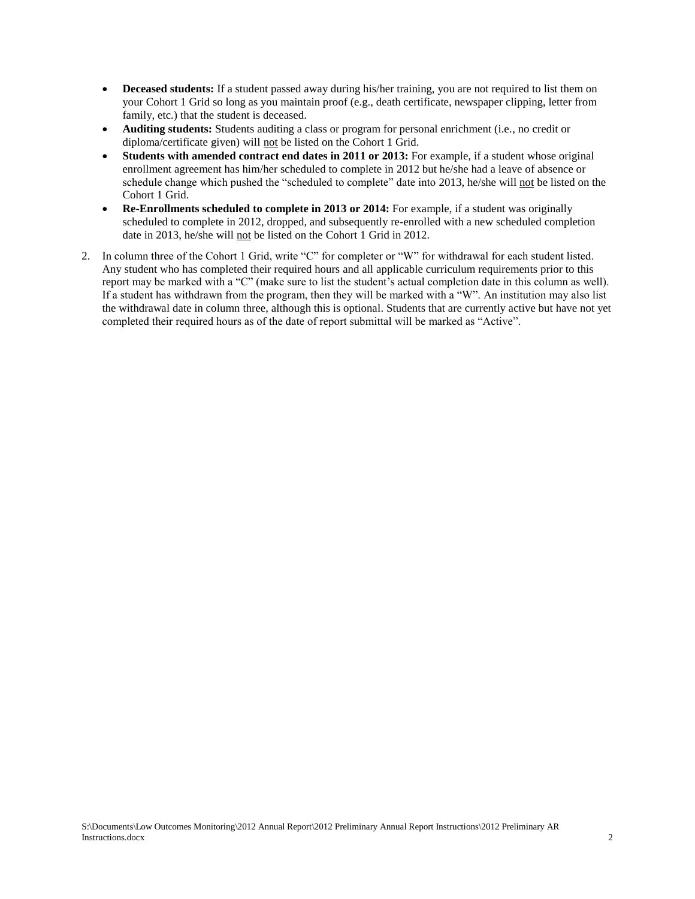- **Deceased students:** If a student passed away during his/her training, you are not required to list them on your Cohort 1 Grid so long as you maintain proof (e.g., death certificate, newspaper clipping, letter from family, etc.) that the student is deceased.
- **Auditing students:** Students auditing a class or program for personal enrichment (i.e., no credit or diploma/certificate given) will <u>not</u> be listed on the Cohort 1 Grid.
- **Students with amended contract end dates in 2011 or 2013:** For example, if a student whose original enrollment agreement has him/her scheduled to complete in 2012 but he/she had a leave of absence or schedule change which pushed the "scheduled to complete" date into 2013, he/she will <u>not</u> be listed on the Cohort 1 Grid.
- **Re-Enrollments scheduled to complete in 2013 or 2014:** For example, if a student was originally scheduled to complete in 2012, dropped, and subsequently re-enrolled with a new scheduled completion date in 2013, he/she will <u>not</u> be listed on the Cohort 1 Grid in 2012.

2. In column three of the Cohort 1 Grid, write "C" for completer or "W" for withdrawal for each student listed. Any student who has completed their required hours and all applicable curriculum requirements prior to this report may be marked with a "C" (make sure to list the student's actual completion date in this column as well). If a student has withdrawn from the program, then they will be marked with a "W". An institution may also list the withdrawal date in column three, although this is optional. Students that are currently active but have not yet completed their required hours as of the date of report submittal will be marked as "Active".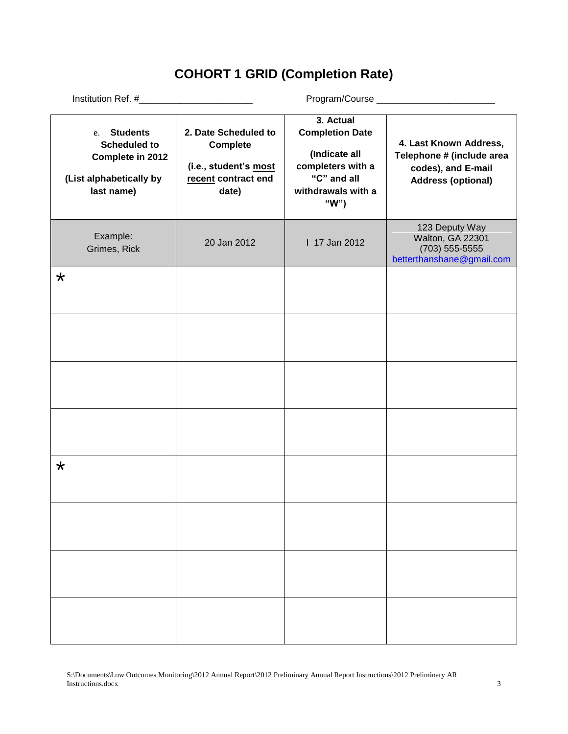# COHORT 1 GRID (Completion Rate)

Institution Ref. #______________________ Program/Course ______________________

| e. **Students Scheduled to Complete in 2012** **(List alphabetically by last name)** | **2. Date Scheduled to Complete** **(i.e., student's most recent contract end date)** | **3. Actual Completion Date** **(Indicate all completers with a "C" and all withdrawals with a "W")** | **4. Last Known Address, Telephone # (include area codes), and E-mail Address (optional)** |
|---|---|---|---|
| Example: Grimes, Rick | 20 Jan 2012 | I 17 Jan 2012 | 123 Deputy Way Walton, GA 22301 (703) 555-5555 betterthanshane@gmail.com |
| * | | | |
| | | | |
| | | | |
| | | | |
| * | | | |
| | | | |
| | | | |
| | | | |

S:\Documents\Low Outcomes Monitoring\2012 Annual Report\2012 Preliminary Annual Report Instructions\2012 Preliminary AR Instructions.docx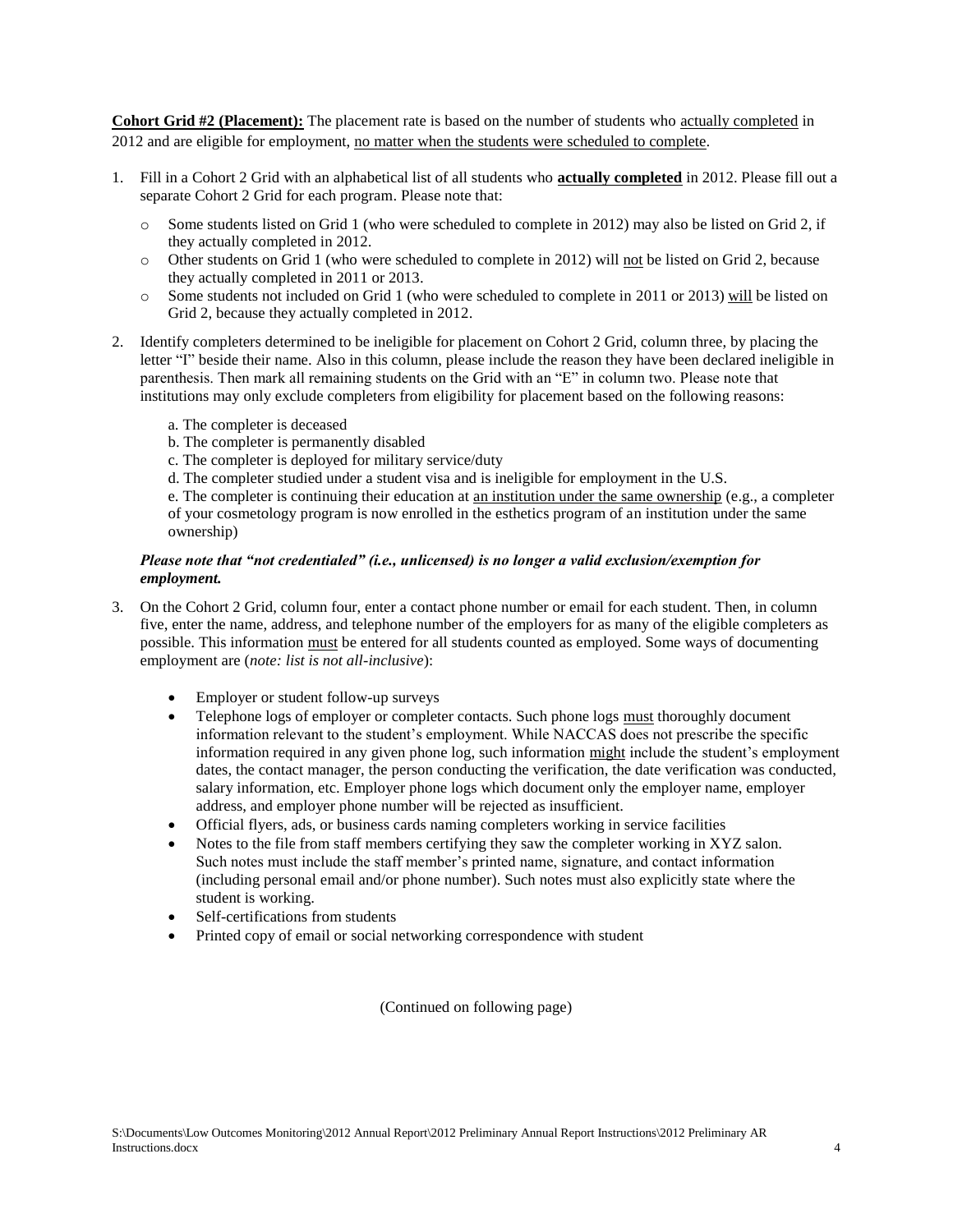**Cohort Grid #2 (Placement):** The placement rate is based on the number of students who actually completed in 2012 and are eligible for employment, no matter when the students were scheduled to complete.

1. Fill in a Cohort 2 Grid with an alphabetical list of all students who **actually completed** in 2012. Please fill out a separate Cohort 2 Grid for each program. Please note that:
   - Some students listed on Grid 1 (who were scheduled to complete in 2012) may also be listed on Grid 2, if they actually completed in 2012.
   - Other students on Grid 1 (who were scheduled to complete in 2012) will not be listed on Grid 2, because they actually completed in 2011 or 2013.
   - Some students not included on Grid 1 (who were scheduled to complete in 2011 or 2013) will be listed on Grid 2, because they actually completed in 2012.

2. Identify completers determined to be ineligible for placement on Cohort 2 Grid, column three, by placing the letter "I" beside their name. Also in this column, please include the reason they have been declared ineligible in parenthesis. Then mark all remaining students on the Grid with an "E" in column two. Please note that institutions may only exclude completers from eligibility for placement based on the following reasons:

   a. The completer is deceased
   b. The completer is permanently disabled
   c. The completer is deployed for military service/duty
   d. The completer studied under a student visa and is ineligible for employment in the U.S.
   e. The completer is continuing their education at an institution under the same ownership (e.g., a completer of your cosmetology program is now enrolled in the esthetics program of an institution under the same ownership)

   ***Please note that "not credentialed" (i.e., unlicensed) is no longer a valid exclusion/exemption for employment.***

3. On the Cohort 2 Grid, column four, enter a contact phone number or email for each student. Then, in column five, enter the name, address, and telephone number of the employers for as many of the eligible completers as possible. This information must be entered for all students counted as employed. Some ways of documenting employment are (*note: list is not all-inclusive*):

   - Employer or student follow-up surveys
   - Telephone logs of employer or completer contacts. Such phone logs must thoroughly document information relevant to the student's employment. While NACCAS does not prescribe the specific information required in any given phone log, such information might include the student's employment dates, the contact manager, the person conducting the verification, the date verification was conducted, salary information, etc. Employer phone logs which document only the employer name, employer address, and employer phone number will be rejected as insufficient.
   - Official flyers, ads, or business cards naming completers working in service facilities
   - Notes to the file from staff members certifying they saw the completer working in XYZ salon. Such notes must include the staff member's printed name, signature, and contact information (including personal email and/or phone number). Such notes must also explicitly state where the student is working.
   - Self-certifications from students
   - Printed copy of email or social networking correspondence with student

(Continued on following page)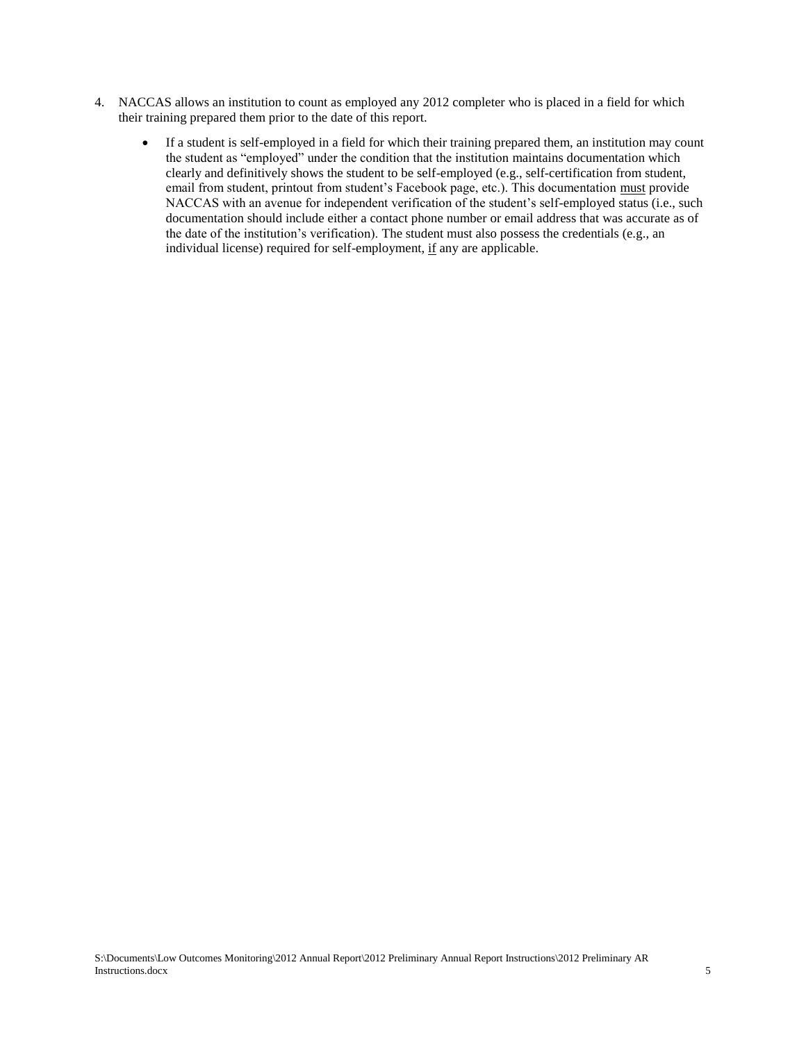4. NACCAS allows an institution to count as employed any 2012 completer who is placed in a field for which their training prepared them prior to the date of this report.

    - If a student is self-employed in a field for which their training prepared them, an institution may count the student as "employed" under the condition that the institution maintains documentation which clearly and definitively shows the student to be self-employed (e.g., self-certification from student, email from student, printout from student's Facebook page, etc.). This documentation <u>must</u> provide NACCAS with an avenue for independent verification of the student's self-employed status (i.e., such documentation should include either a contact phone number or email address that was accurate as of the date of the institution's verification). The student must also possess the credentials (e.g., an individual license) required for self-employment, <u>if</u> any are applicable.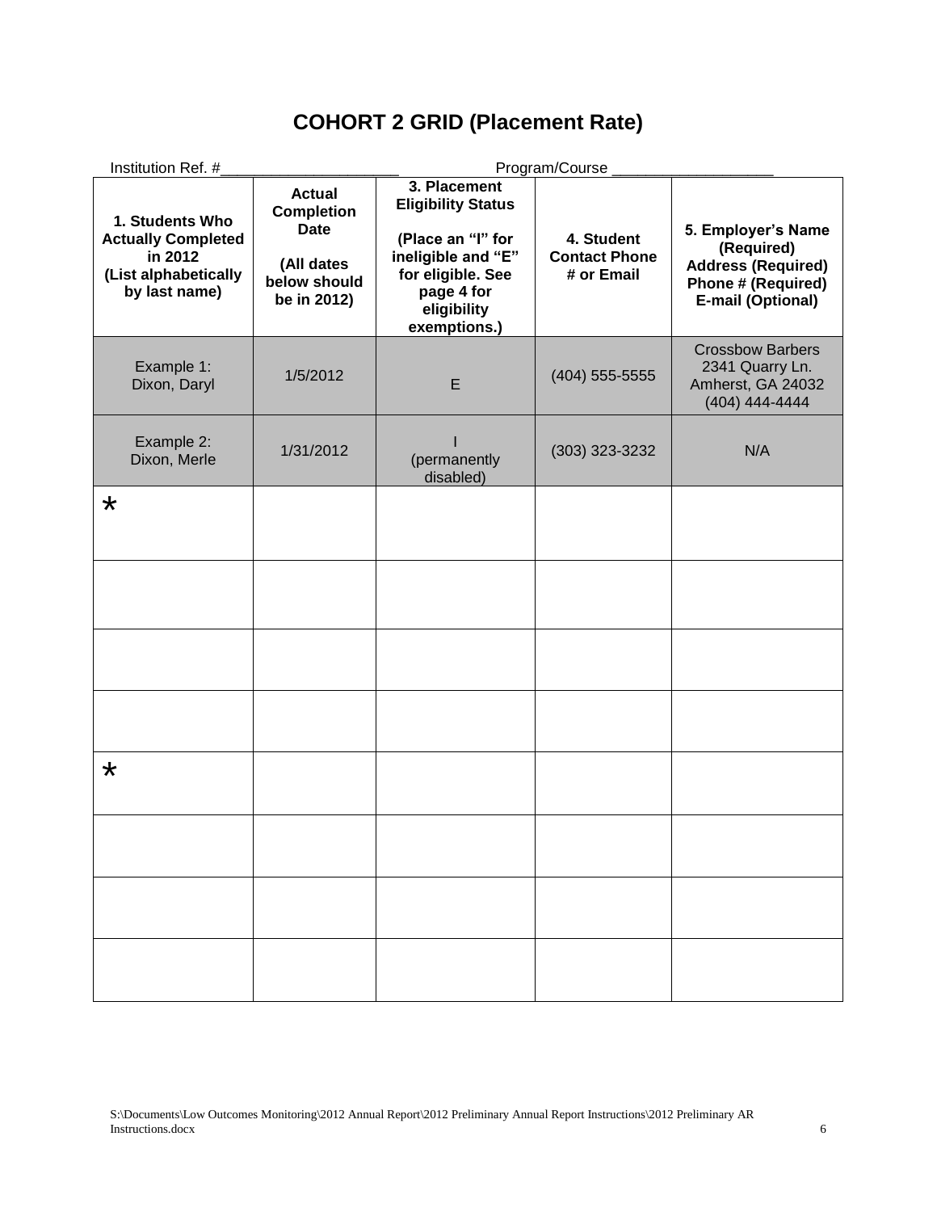# COHORT 2 GRID (Placement Rate)

Institution Ref. #____________________ Program/Course __________________

| 1. Students Who Actually Completed in 2012 (List alphabetically by last name) | Actual Completion Date (All dates below should be in 2012) | 3. Placement Eligibility Status (Place an "I" for ineligible and "E" for eligible. See page 4 for eligibility exemptions.) | 4. Student Contact Phone # or Email | 5. Employer's Name (Required) Address (Required) Phone # (Required) E-mail (Optional) |
|---|---|---|---|---|
| Example 1: Dixon, Daryl | 1/5/2012 | E | (404) 555-5555 | Crossbow Barbers 2341 Quarry Ln. Amherst, GA 24032 (404) 444-4444 |
| Example 2: Dixon, Merle | 1/31/2012 | I (permanently disabled) | (303) 323-3232 | N/A |
| * | | | | |
| | | | | |
| | | | | |
| | | | | |
| * | | | | |
| | | | | |
| | | | | |
| | | | | |

S:\Documents\Low Outcomes Monitoring\2012 Annual Report\2012 Preliminary Annual Report Instructions\2012 Preliminary AR Instructions.docx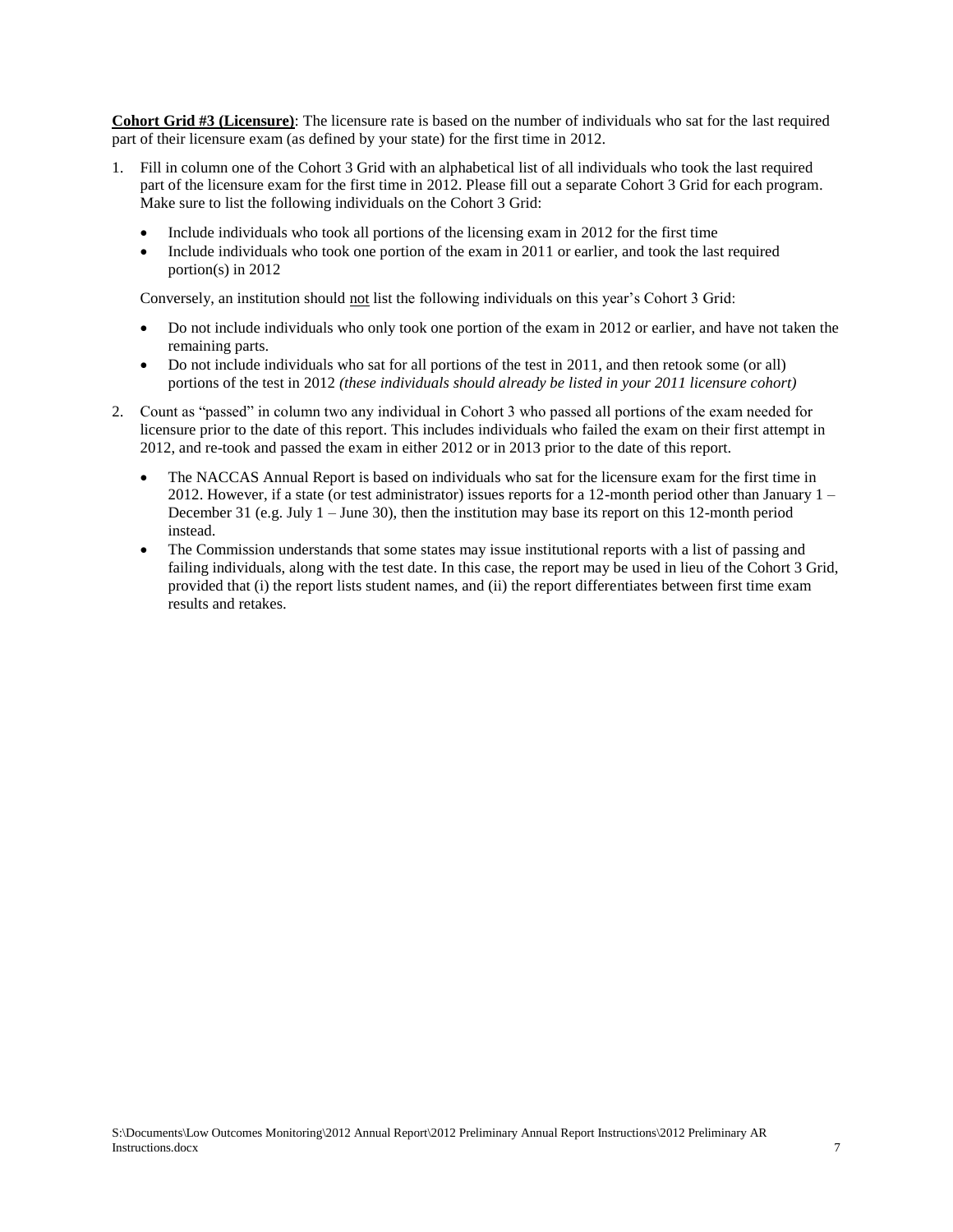**<u>Cohort Grid #3 (Licensure)</u>**: The licensure rate is based on the number of individuals who sat for the last required part of their licensure exam (as defined by your state) for the first time in 2012.

1. Fill in column one of the Cohort 3 Grid with an alphabetical list of all individuals who took the last required part of the licensure exam for the first time in 2012. Please fill out a separate Cohort 3 Grid for each program. Make sure to list the following individuals on the Cohort 3 Grid:

   - Include individuals who took all portions of the licensing exam in 2012 for the first time
   - Include individuals who took one portion of the exam in 2011 or earlier, and took the last required portion(s) in 2012

   Conversely, an institution should <u>not</u> list the following individuals on this year's Cohort 3 Grid:

   - Do not include individuals who only took one portion of the exam in 2012 or earlier, and have not taken the remaining parts.
   - Do not include individuals who sat for all portions of the test in 2011, and then retook some (or all) portions of the test in 2012 *(these individuals should already be listed in your 2011 licensure cohort)*

2. Count as "passed" in column two any individual in Cohort 3 who passed all portions of the exam needed for licensure prior to the date of this report. This includes individuals who failed the exam on their first attempt in 2012, and re-took and passed the exam in either 2012 or in 2013 prior to the date of this report.

   - The NACCAS Annual Report is based on individuals who sat for the licensure exam for the first time in 2012. However, if a state (or test administrator) issues reports for a 12-month period other than January 1 – December 31 (e.g. July 1 – June 30), then the institution may base its report on this 12-month period instead.
   - The Commission understands that some states may issue institutional reports with a list of passing and failing individuals, along with the test date. In this case, the report may be used in lieu of the Cohort 3 Grid, provided that (i) the report lists student names, and (ii) the report differentiates between first time exam results and retakes.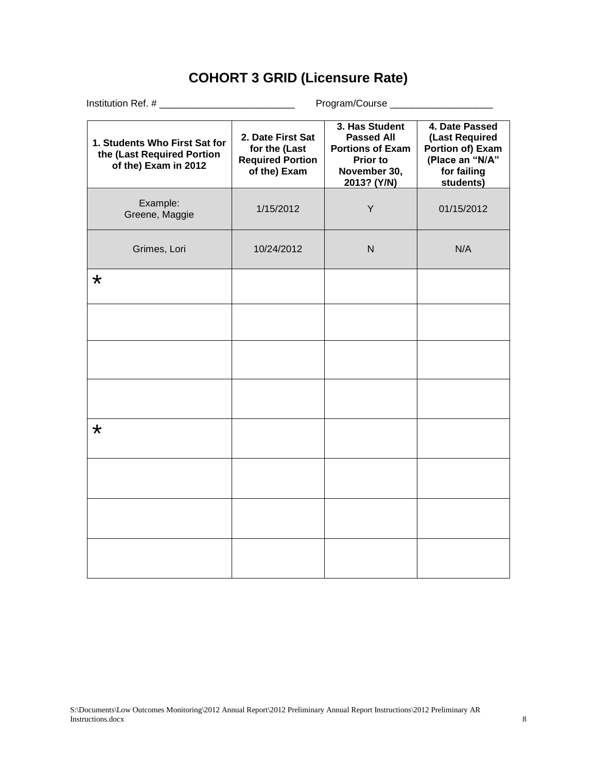# COHORT 3 GRID (Licensure Rate)

Institution Ref. # ________________________ Program/Course __________________

| 1. Students Who First Sat for the (Last Required Portion of the) Exam in 2012 | 2. Date First Sat for the (Last Required Portion of the) Exam | 3. Has Student Passed All Portions of Exam Prior to November 30, 2013? (Y/N) | 4. Date Passed (Last Required Portion of) Exam (Place an "N/A" for failing students) |
|---|---|---|---|
| Example: Greene, Maggie | 1/15/2012 | Y | 01/15/2012 |
| Grimes, Lori | 10/24/2012 | N | N/A |
| * | | | |
| | | | |
| | | | |
| | | | |
| * | | | |
| | | | |
| | | | |
| | | | |

S:\Documents\Low Outcomes Monitoring\2012 Annual Report\2012 Preliminary Annual Report Instructions\2012 Preliminary AR Instructions.docx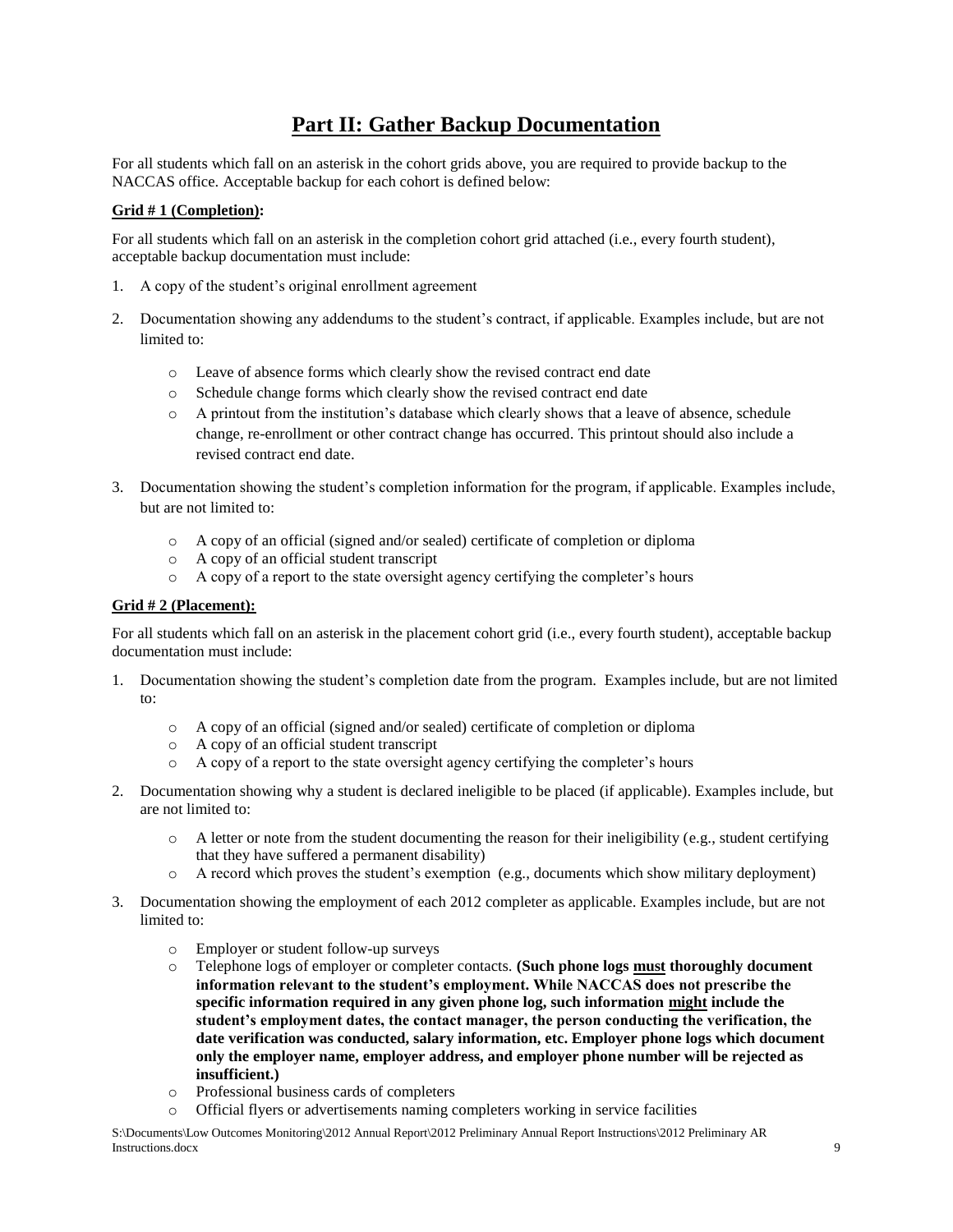# Part II: Gather Backup Documentation

For all students which fall on an asterisk in the cohort grids above, you are required to provide backup to the NACCAS office. Acceptable backup for each cohort is defined below:

**Grid # 1 (Completion):**

For all students which fall on an asterisk in the completion cohort grid attached (i.e., every fourth student), acceptable backup documentation must include:

1. A copy of the student's original enrollment agreement
2. Documentation showing any addendums to the student's contract, if applicable. Examples include, but are not limited to:
   - Leave of absence forms which clearly show the revised contract end date
   - Schedule change forms which clearly show the revised contract end date
   - A printout from the institution's database which clearly shows that a leave of absence, schedule change, re-enrollment or other contract change has occurred. This printout should also include a revised contract end date.
3. Documentation showing the student's completion information for the program, if applicable. Examples include, but are not limited to:
   - A copy of an official (signed and/or sealed) certificate of completion or diploma
   - A copy of an official student transcript
   - A copy of a report to the state oversight agency certifying the completer's hours

**Grid # 2 (Placement):**

For all students which fall on an asterisk in the placement cohort grid (i.e., every fourth student), acceptable backup documentation must include:

1. Documentation showing the student's completion date from the program. Examples include, but are not limited to:
   - A copy of an official (signed and/or sealed) certificate of completion or diploma
   - A copy of an official student transcript
   - A copy of a report to the state oversight agency certifying the completer's hours
2. Documentation showing why a student is declared ineligible to be placed (if applicable). Examples include, but are not limited to:
   - A letter or note from the student documenting the reason for their ineligibility (e.g., student certifying that they have suffered a permanent disability)
   - A record which proves the student's exemption (e.g., documents which show military deployment)
3. Documentation showing the employment of each 2012 completer as applicable. Examples include, but are not limited to:
   - Employer or student follow-up surveys
   - Telephone logs of employer or completer contacts. **(Such phone logs must thoroughly document information relevant to the student's employment. While NACCAS does not prescribe the specific information required in any given phone log, such information might include the student's employment dates, the contact manager, the person conducting the verification, the date verification was conducted, salary information, etc. Employer phone logs which document only the employer name, employer address, and employer phone number will be rejected as insufficient.)**
   - Professional business cards of completers
   - Official flyers or advertisements naming completers working in service facilities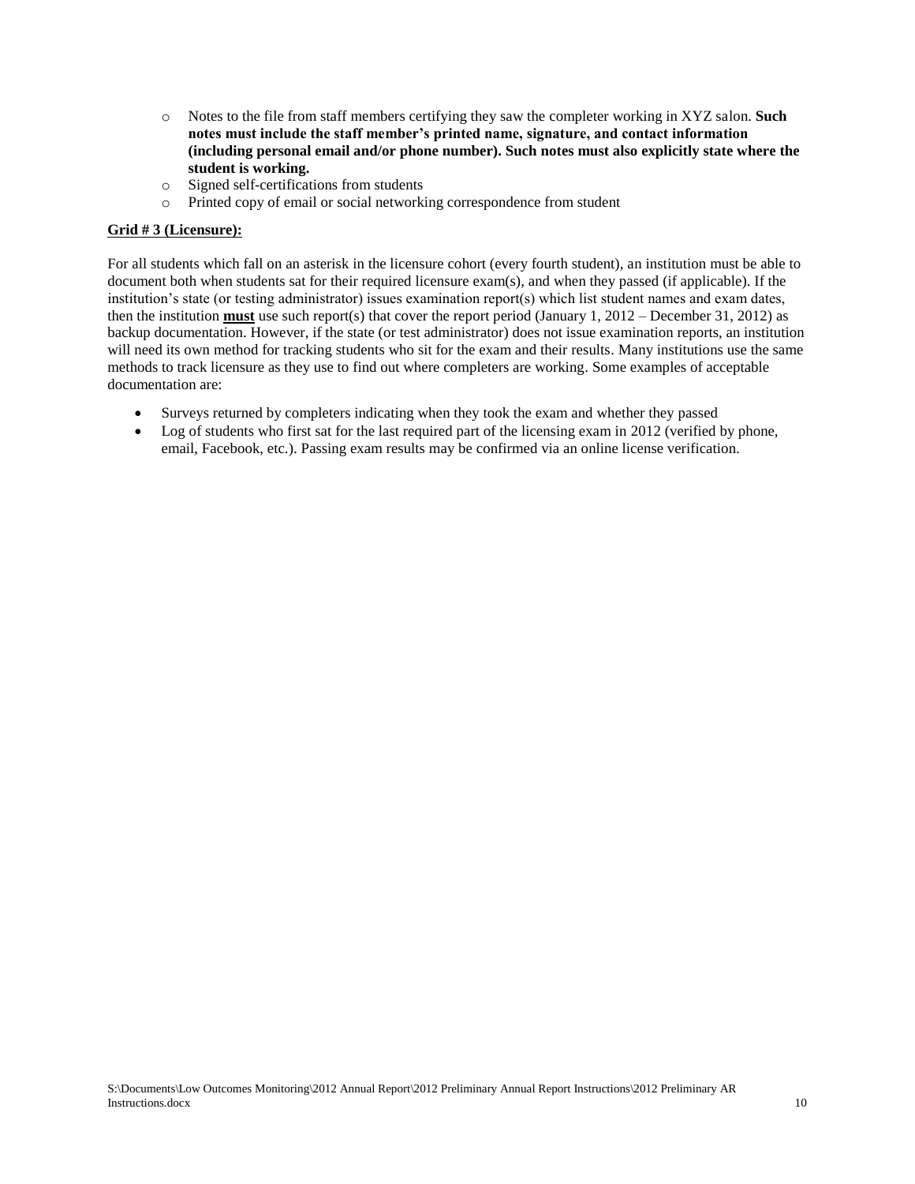- Notes to the file from staff members certifying they saw the completer working in XYZ salon. **Such notes must include the staff member's printed name, signature, and contact information (including personal email and/or phone number). Such notes must also explicitly state where the student is working.**
- Signed self-certifications from students
- Printed copy of email or social networking correspondence from student

**Grid # 3 (Licensure):**

For all students which fall on an asterisk in the licensure cohort (every fourth student), an institution must be able to document both when students sat for their required licensure exam(s), and when they passed (if applicable). If the institution's state (or testing administrator) issues examination report(s) which list student names and exam dates, then the institution **must** use such report(s) that cover the report period (January 1, 2012 – December 31, 2012) as backup documentation. However, if the state (or test administrator) does not issue examination reports, an institution will need its own method for tracking students who sit for the exam and their results. Many institutions use the same methods to track licensure as they use to find out where completers are working. Some examples of acceptable documentation are:

- Surveys returned by completers indicating when they took the exam and whether they passed
- Log of students who first sat for the last required part of the licensing exam in 2012 (verified by phone, email, Facebook, etc.). Passing exam results may be confirmed via an online license verification.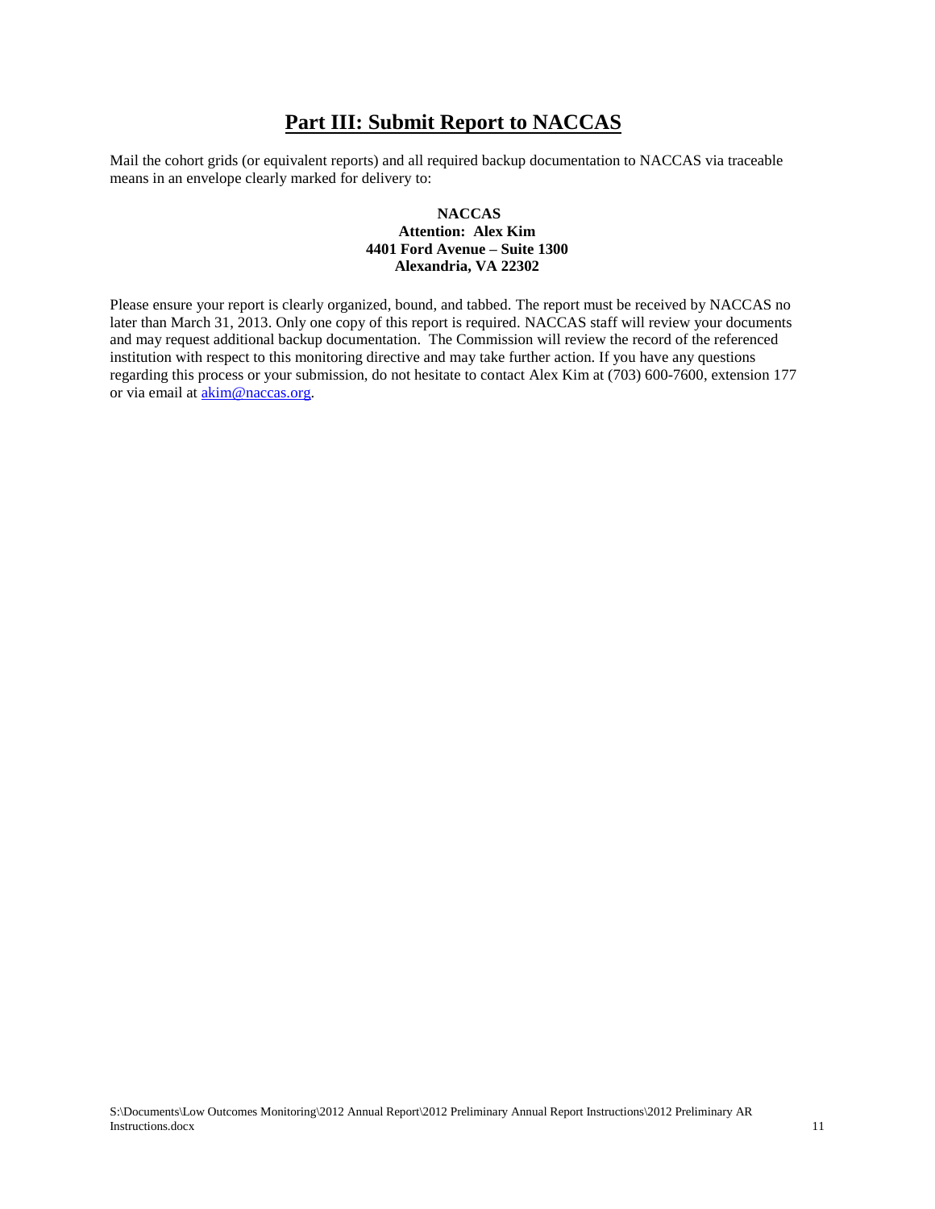# Part III: Submit Report to NACCAS

Mail the cohort grids (or equivalent reports) and all required backup documentation to NACCAS via traceable means in an envelope clearly marked for delivery to:

**NACCAS**
**Attention: Alex Kim**
**4401 Ford Avenue – Suite 1300**
**Alexandria, VA 22302**

Please ensure your report is clearly organized, bound, and tabbed. The report must be received by NACCAS no later than March 31, 2013. Only one copy of this report is required. NACCAS staff will review your documents and may request additional backup documentation. The Commission will review the record of the referenced institution with respect to this monitoring directive and may take further action. If you have any questions regarding this process or your submission, do not hesitate to contact Alex Kim at (703) 600-7600, extension 177 or via email at akim@naccas.org.